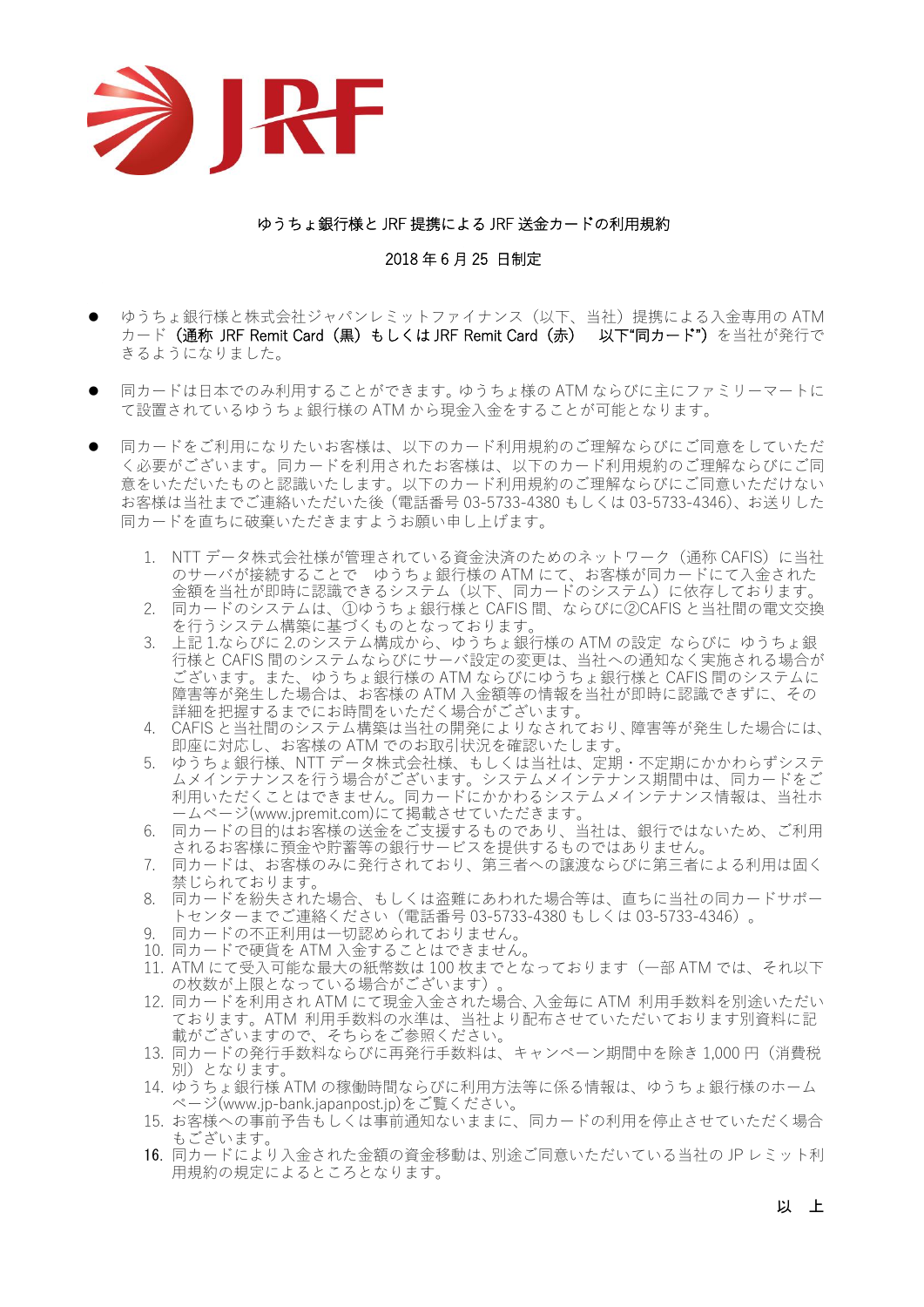JRF

**ゆうちょ銀行様と JRF 提携による JRF 送金カードの利用規約**

2018 年 6 月 25 日制定

- ゆうちょ銀行様と株式会社ジャパンレミットファイナンス（以下、当社）提携による入金専用の ATM カード（**通称 JRF Remit Card（黒）もしくは JRF Remit Card（赤）　以下"同カード"**）を当社が発行できるようになりました。
- 同カードは日本でのみ利用することができます。ゆうちょ様の ATM ならびに主にファミリーマートにて設置されているゆうちょ銀行様の ATM から現金入金をすることが可能となります。
- 同カードをご利用になりたいお客様は、以下のカード利用規約のご理解ならびにご同意をしていただく必要がございます。同カードを利用されたお客様は、以下のカード利用規約のご理解ならびにご同意をいただいたものと認識いたします。以下のカード利用規約のご理解ならびにご同意いただけないお客様は当社までご連絡いただいた後（電話番号 03-5733-4380 もしくは 03-5733-4346）、お送りした同カードを直ちに破棄いただきますようお願い申し上げます。

1. NTT データ株式会社様が管理されている資金決済のためのネットワーク（通称 CAFIS）に当社のサーバが接続することで　ゆうちょ銀行様の ATM にて、お客様が同カードにて入金された金額を当社が即時に認識できるシステム（以下、同カードのシステム）に依存しております。
2. 同カードのシステムは、①ゆうちょ銀行様と CAFIS 間、ならびに②CAFIS と当社間の電文交換を行うシステム構築に基づくものとなっております。
3. 上記 1.ならびに 2.のシステム構成から、ゆうちょ銀行様の ATM の設定 ならびに ゆうちょ銀行様と CAFIS 間のシステムならびにサーバ設定の変更は、当社への通知なく実施される場合がございます。また、ゆうちょ銀行様の ATM ならびにゆうちょ銀行様と CAFIS 間のシステムに障害等が発生した場合は、お客様の ATM 入金額等の情報を当社が即時に認識できずに、その詳細を把握するまでにお時間をいただく場合がございます。
4. CAFIS と当社間のシステム構築は当社の開発によりなされており、障害等が発生した場合には、即座に対応し、お客様の ATM でのお取引状況を確認いたします。
5. ゆうちょ銀行様、NTT データ株式会社様、もしくは当社は、定期・不定期にかかわらずシステムメインテナンスを行う場合がございます。システムメインテナンス期間中は、同カードをご利用いただくことはできません。同カードにかかわるシステムメインテナンス情報は、当社ホームページ(www.jpremit.com)にて掲載させていただきます。
6. 同カードの目的はお客様の送金をご支援するものであり、当社は、銀行ではないため、ご利用されるお客様に預金や貯蓄等の銀行サービスを提供するものではありません。
7. 同カードは、お客様のみに発行されており、第三者への譲渡ならびに第三者による利用は固く禁じられております。
8. 同カードを紛失された場合、もしくは盗難にあわれた場合等は、直ちに当社の同カードサポートセンターまでご連絡ください（電話番号 03-5733-4380 もしくは 03-5733-4346）。
9. 同カードの不正利用は一切認められておりません。
10. 同カードで硬貨を ATM 入金することはできません。
11. ATM にて受入可能な最大の紙幣数は 100 枚までとなっております（一部 ATM では、それ以下の枚数が上限となっている場合がございます）。
12. 同カードを利用され ATM にて現金入金された場合、入金毎に ATM 利用手数料を別途いただいております。ATM 利用手数料の水準は、当社より配布させていただいております別資料に記載がございますので、そちらをご参照ください。
13. 同カードの発行手数料ならびに再発行手数料は、キャンペーン期間中を除き 1,000 円（消費税別）となります。
14. ゆうちょ銀行様 ATM の稼働時間ならびに利用方法等に係る情報は、ゆうちょ銀行様のホームページ(www.jp-bank.japanpost.jp)をご覧ください。
15. お客様への事前予告もしくは事前通知ないままに、同カードの利用を停止させていただく場合もございます。
16. 同カードにより入金された金額の資金移動は、別途ご同意いただいている当社の JP レミット利用規約の規定によるところとなります。

以　上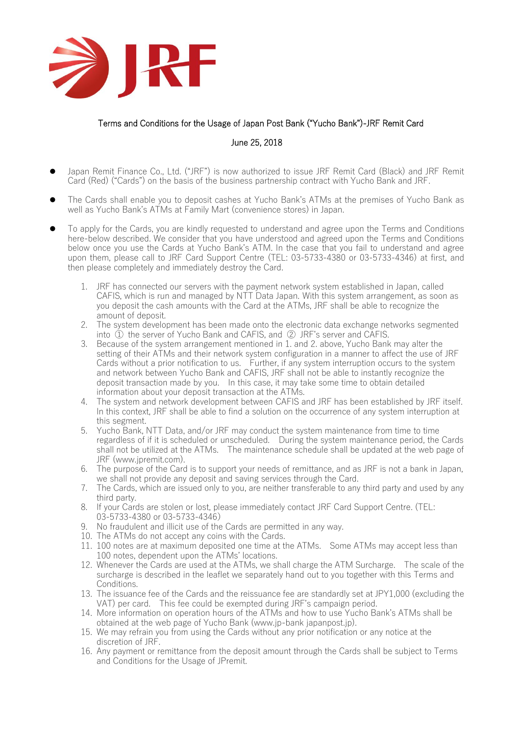JRF

Terms and Conditions for the Usage of Japan Post Bank ("Yucho Bank")-JRF Remit Card

June 25, 2018

- Japan Remit Finance Co., Ltd. ("JRF") is now authorized to issue JRF Remit Card (Black) and JRF Remit Card (Red) ("Cards") on the basis of the business partnership contract with Yucho Bank and JRF.
- The Cards shall enable you to deposit cashes at Yucho Bank's ATMs at the premises of Yucho Bank as well as Yucho Bank's ATMs at Family Mart (convenience stores) in Japan.
- To apply for the Cards, you are kindly requested to understand and agree upon the Terms and Conditions here-below described. We consider that you have understood and agreed upon the Terms and Conditions below once you use the Cards at Yucho Bank's ATM. In the case that you fail to understand and agree upon them, please call to JRF Card Support Centre (TEL: 03-5733-4380 or 03-5733-4346) at first, and then please completely and immediately destroy the Card.

1. JRF has connected our servers with the payment network system established in Japan, called CAFIS, which is run and managed by NTT Data Japan. With this system arrangement, as soon as you deposit the cash amounts with the Card at the ATMs, JRF shall be able to recognize the amount of deposit.
2. The system development has been made onto the electronic data exchange networks segmented into ① the server of Yucho Bank and CAFIS, and ② JRF's server and CAFIS.
3. Because of the system arrangement mentioned in 1. and 2. above, Yucho Bank may alter the setting of their ATMs and their network system configuration in a manner to affect the use of JRF Cards without a prior notification to us. Further, if any system interruption occurs to the system and network between Yucho Bank and CAFIS, JRF shall not be able to instantly recognize the deposit transaction made by you. In this case, it may take some time to obtain detailed information about your deposit transaction at the ATMs.
4. The system and network development between CAFIS and JRF has been established by JRF itself. In this context, JRF shall be able to find a solution on the occurrence of any system interruption at this segment.
5. Yucho Bank, NTT Data, and/or JRF may conduct the system maintenance from time to time regardless of if it is scheduled or unscheduled. During the system maintenance period, the Cards shall not be utilized at the ATMs. The maintenance schedule shall be updated at the web page of JRF (www.jpremit.com).
6. The purpose of the Card is to support your needs of remittance, and as JRF is not a bank in Japan, we shall not provide any deposit and saving services through the Card.
7. The Cards, which are issued only to you, are neither transferable to any third party and used by any third party.
8. If your Cards are stolen or lost, please immediately contact JRF Card Support Centre. (TEL: 03-5733-4380 or 03-5733-4346)
9. No fraudulent and illicit use of the Cards are permitted in any way.
10. The ATMs do not accept any coins with the Cards.
11. 100 notes are at maximum deposited one time at the ATMs. Some ATMs may accept less than 100 notes, dependent upon the ATMs' locations.
12. Whenever the Cards are used at the ATMs, we shall charge the ATM Surcharge. The scale of the surcharge is described in the leaflet we separately hand out to you together with this Terms and Conditions.
13. The issuance fee of the Cards and the reissuance fee are standardly set at JPY1,000 (excluding the VAT) per card. This fee could be exempted during JRF's campaign period.
14. More information on operation hours of the ATMs and how to use Yucho Bank's ATMs shall be obtained at the web page of Yucho Bank (www.jp-bank japanpost.jp).
15. We may refrain you from using the Cards without any prior notification or any notice at the discretion of JRF.
16. Any payment or remittance from the deposit amount through the Cards shall be subject to Terms and Conditions for the Usage of JPremit.